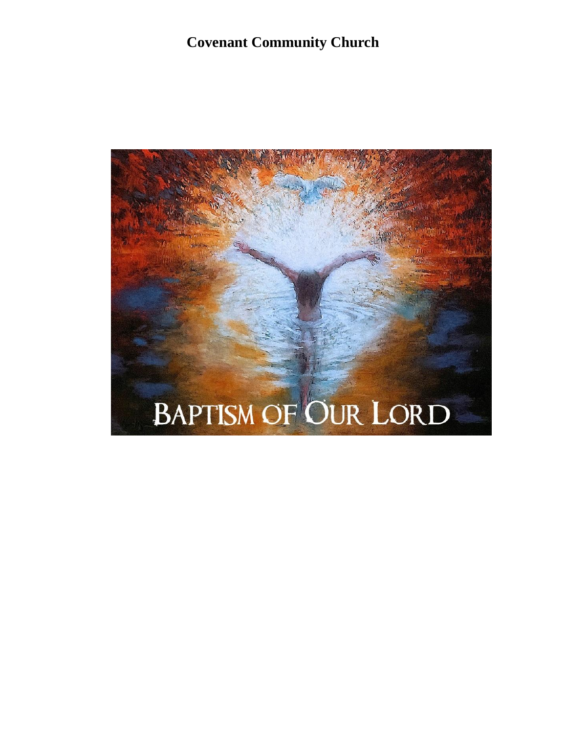# Covenant Community Church

BAPTISM OF OUR LORD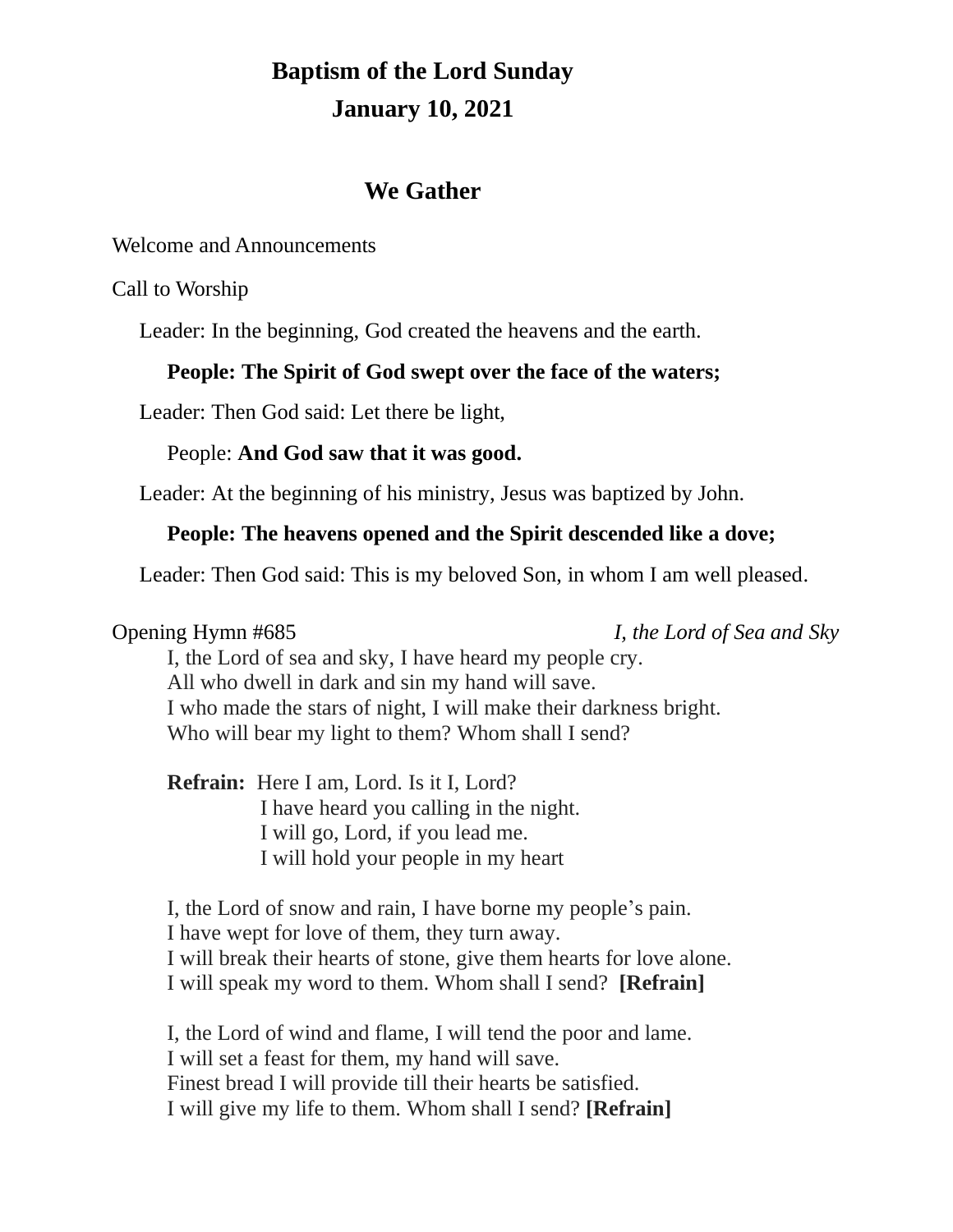# Baptism of the Lord Sunday

# January 10, 2021

## We Gather

Welcome and Announcements

Call to Worship

Leader: In the beginning, God created the heavens and the earth.

**People: The Spirit of God swept over the face of the waters;**

Leader: Then God said: Let there be light,

People: **And God saw that it was good.**

Leader: At the beginning of his ministry, Jesus was baptized by John.

**People: The heavens opened and the Spirit descended like a dove;**

Leader: Then God said: This is my beloved Son, in whom I am well pleased.

Opening Hymn #685 *I, the Lord of Sea and Sky*

I, the Lord of sea and sky, I have heard my people cry.
All who dwell in dark and sin my hand will save.
I who made the stars of night, I will make their darkness bright.
Who will bear my light to them? Whom shall I send?

**Refrain:** Here I am, Lord. Is it I, Lord?
I have heard you calling in the night.
I will go, Lord, if you lead me.
I will hold your people in my heart

I, the Lord of snow and rain, I have borne my people's pain.
I have wept for love of them, they turn away.
I will break their hearts of stone, give them hearts for love alone.
I will speak my word to them. Whom shall I send? **[Refrain]**

I, the Lord of wind and flame, I will tend the poor and lame.
I will set a feast for them, my hand will save.
Finest bread I will provide till their hearts be satisfied.
I will give my life to them. Whom shall I send? **[Refrain]**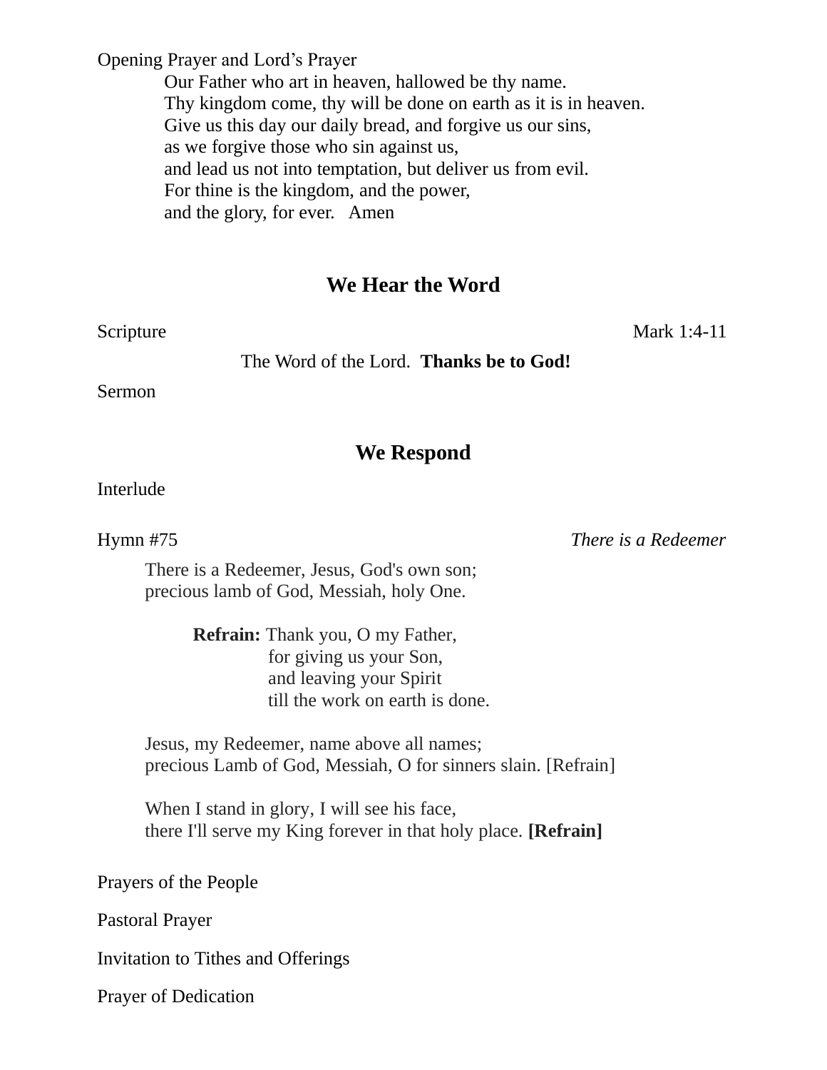Opening Prayer and Lord's Prayer

> Our Father who art in heaven, hallowed be thy name.
> Thy kingdom come, thy will be done on earth as it is in heaven.
> Give us this day our daily bread, and forgive us our sins,
> as we forgive those who sin against us,
> and lead us not into temptation, but deliver us from evil.
> For thine is the kingdom, and the power,
> and the glory, for ever. Amen

## We Hear the Word

Scripture — Mark 1:4-11

The Word of the Lord. **Thanks be to God!**

Sermon

## We Respond

Interlude

Hymn #75 — *There is a Redeemer*

> There is a Redeemer, Jesus, God's own son;
> precious lamb of God, Messiah, holy One.
>
> **Refrain:** Thank you, O my Father,
> for giving us your Son,
> and leaving your Spirit
> till the work on earth is done.
>
> Jesus, my Redeemer, name above all names;
> precious Lamb of God, Messiah, O for sinners slain. [Refrain]
>
> When I stand in glory, I will see his face,
> there I'll serve my King forever in that holy place. **[Refrain]**

Prayers of the People

Pastoral Prayer

Invitation to Tithes and Offerings

Prayer of Dedication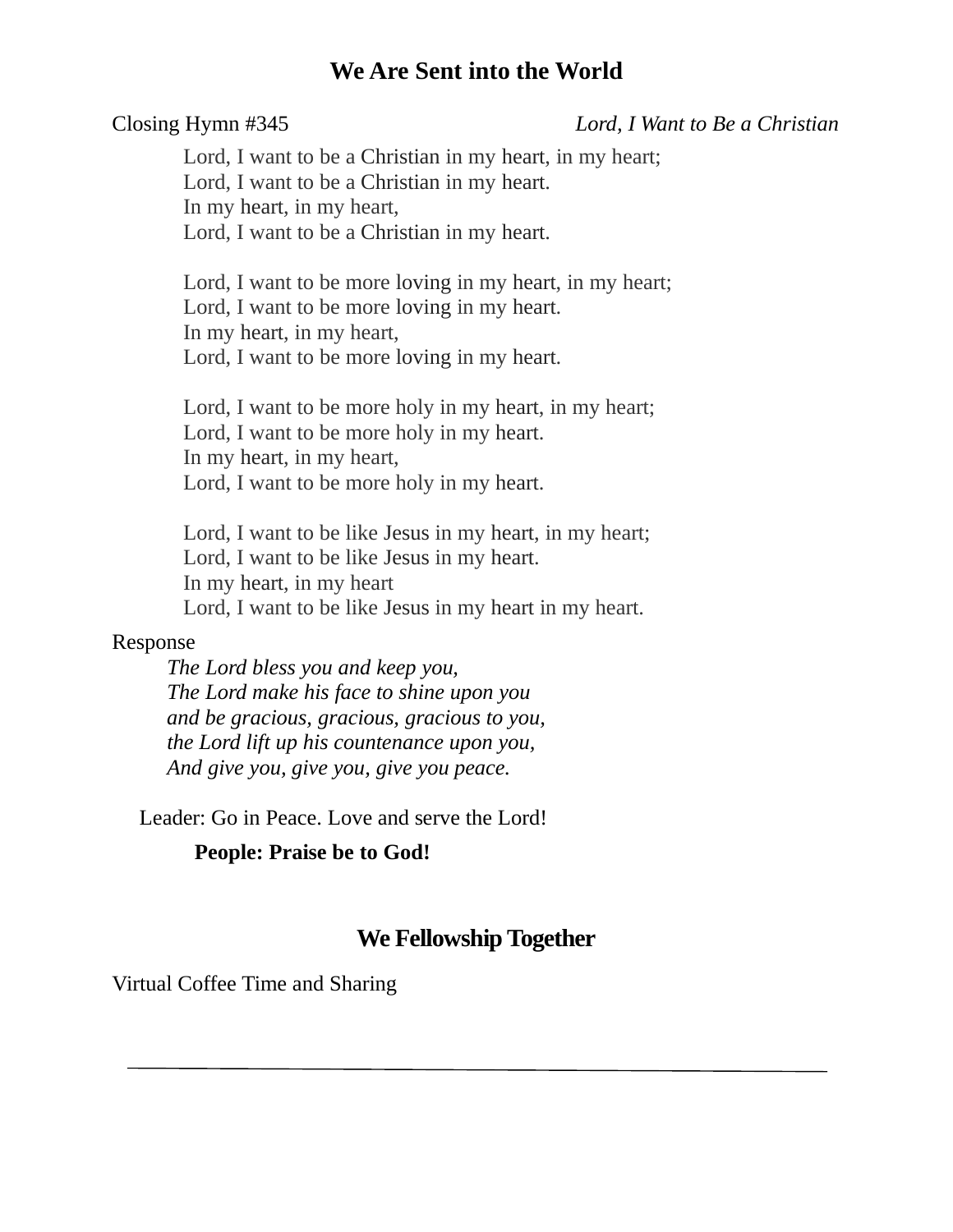## We Are Sent into the World

Closing Hymn #345 *Lord, I Want to Be a Christian*

Lord, I want to be a Christian in my heart, in my heart;
Lord, I want to be a Christian in my heart.
In my heart, in my heart,
Lord, I want to be a Christian in my heart.

Lord, I want to be more loving in my heart, in my heart;
Lord, I want to be more loving in my heart.
In my heart, in my heart,
Lord, I want to be more loving in my heart.

Lord, I want to be more holy in my heart, in my heart;
Lord, I want to be more holy in my heart.
In my heart, in my heart,
Lord, I want to be more holy in my heart.

Lord, I want to be like Jesus in my heart, in my heart;
Lord, I want to be like Jesus in my heart.
In my heart, in my heart
Lord, I want to be like Jesus in my heart in my heart.

Response

*The Lord bless you and keep you,*
*The Lord make his face to shine upon you*
*and be gracious, gracious, gracious to you,*
*the Lord lift up his countenance upon you,*
*And give you, give you, give you peace.*

Leader: Go in Peace. Love and serve the Lord!

**People: Praise be to God!**

## We Fellowship Together

Virtual Coffee Time and Sharing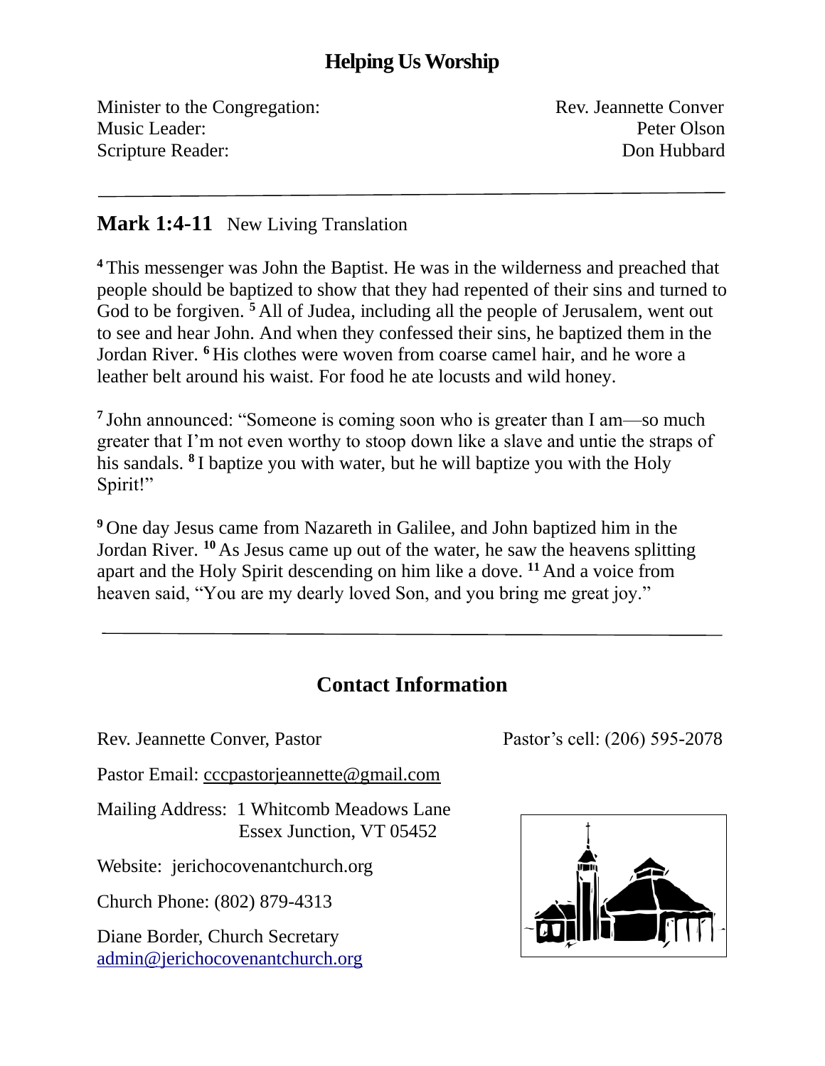## Helping Us Worship

Minister to the Congregation: Rev. Jeannette Conver
Music Leader: Peter Olson
Scripture Reader: Don Hubbard

---

**Mark 1:4-11** New Living Translation

[4] This messenger was John the Baptist. He was in the wilderness and preached that people should be baptized to show that they had repented of their sins and turned to God to be forgiven. [5] All of Judea, including all the people of Jerusalem, went out to see and hear John. And when they confessed their sins, he baptized them in the Jordan River. [6] His clothes were woven from coarse camel hair, and he wore a leather belt around his waist. For food he ate locusts and wild honey.

[7] John announced: "Someone is coming soon who is greater than I am—so much greater that I'm not even worthy to stoop down like a slave and untie the straps of his sandals. [8] I baptize you with water, but he will baptize you with the Holy Spirit!"

[9] One day Jesus came from Nazareth in Galilee, and John baptized him in the Jordan River. [10] As Jesus came up out of the water, he saw the heavens splitting apart and the Holy Spirit descending on him like a dove. [11] And a voice from heaven said, "You are my dearly loved Son, and you bring me great joy."

---

## Contact Information

Rev. Jeannette Conver, Pastor

Pastor's cell: (206) 595-2078

Pastor Email: cccpastorjeannette@gmail.com

Mailing Address: 1 Whitcomb Meadows Lane
Essex Junction, VT 05452

Website: jerichocovenantchurch.org

Church Phone: (802) 879-4313

Diane Border, Church Secretary
admin@jerichocovenantchurch.org